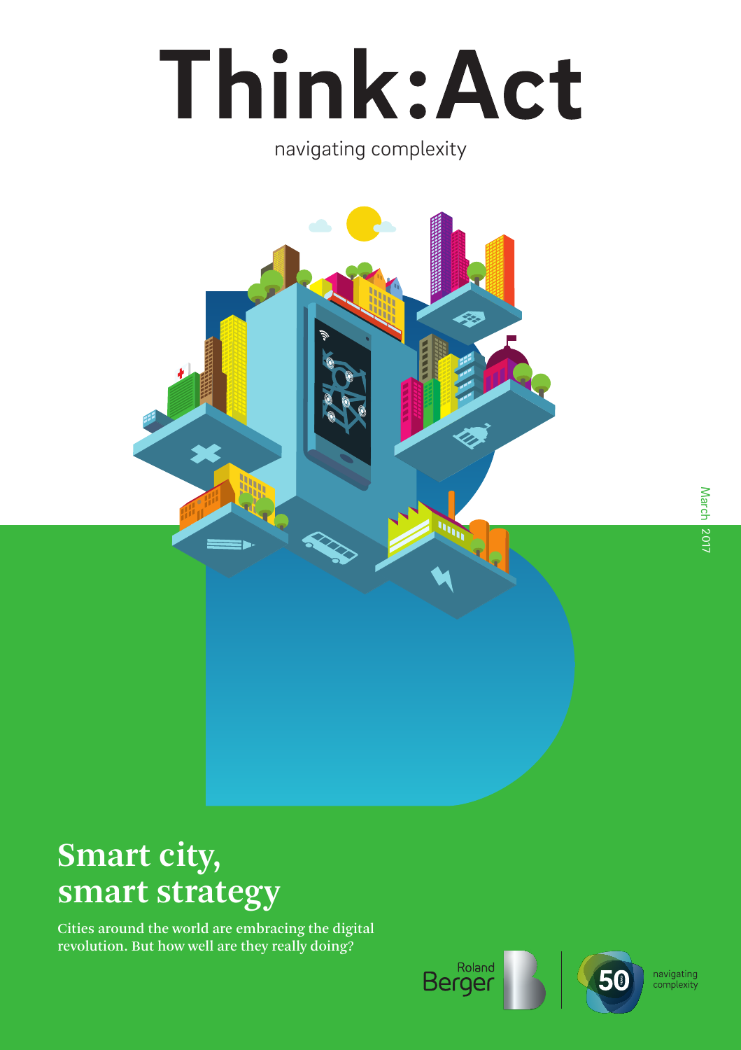# Think:Act

navigating complexity

March 2017

## Smart city, smart strategy

Cities around the world are embracing the digital revolution. But how well are they really doing?

Roland Berger

50 navigating complexity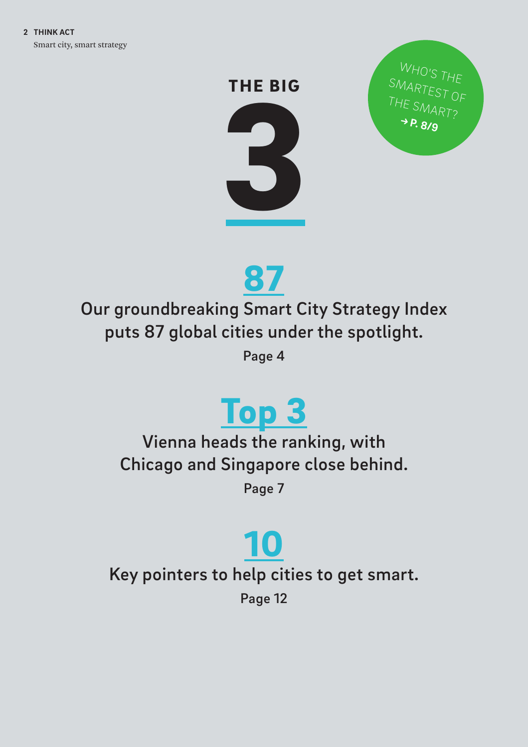# THE BIG 3

WHO'S THE SMARTEST OF THE SMART?
→ P. 8/9

## 87

Our groundbreaking Smart City Strategy Index puts 87 global cities under the spotlight.

Page 4

## Top 3

Vienna heads the ranking, with Chicago and Singapore close behind.

Page 7

## 10

Key pointers to help cities to get smart.

Page 12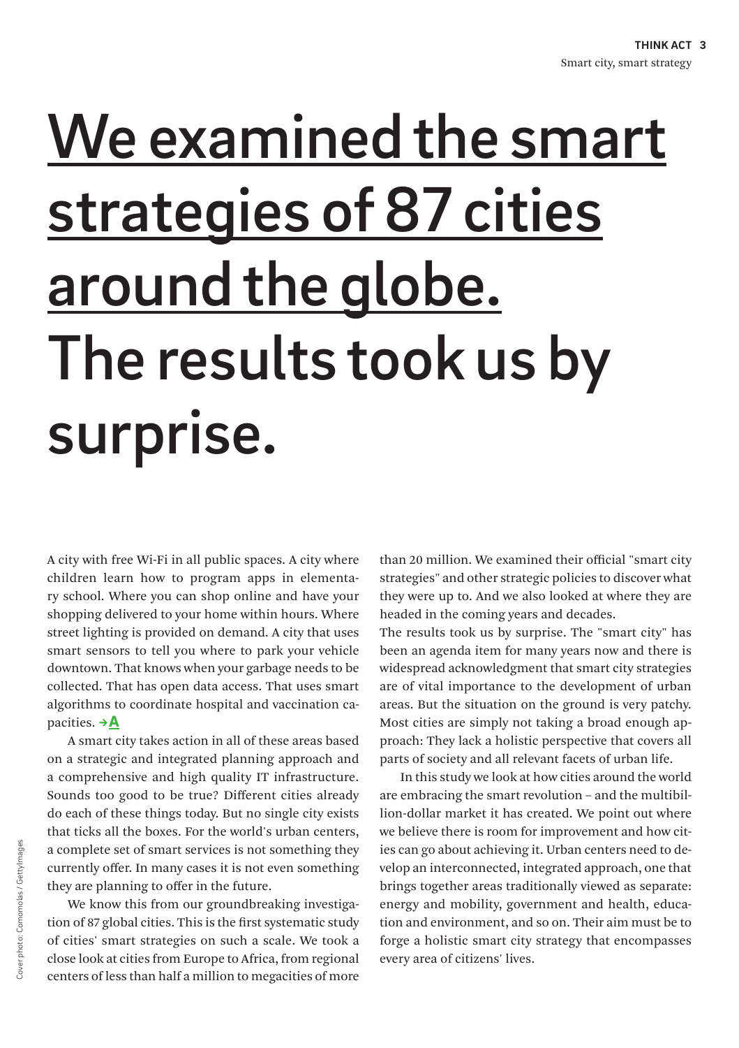# We examined the smart strategies of 87 cities around the globe. The results took us by surprise.

A city with free Wi-Fi in all public spaces. A city where children learn how to program apps in elementary school. Where you can shop online and have your shopping delivered to your home within hours. Where street lighting is provided on demand. A city that uses smart sensors to tell you where to park your vehicle downtown. That knows when your garbage needs to be collected. That has open data access. That uses smart algorithms to coordinate hospital and vaccination capacities. →A

A smart city takes action in all of these areas based on a strategic and integrated planning approach and a comprehensive and high quality IT infrastructure. Sounds too good to be true? Different cities already do each of these things today. But no single city exists that ticks all the boxes. For the world's urban centers, a complete set of smart services is not something they currently offer. In many cases it is not even something they are planning to offer in the future.

We know this from our groundbreaking investigation of 87 global cities. This is the first systematic study of cities' smart strategies on such a scale. We took a close look at cities from Europe to Africa, from regional centers of less than half a million to megacities of more than 20 million. We examined their official "smart city strategies" and other strategic policies to discover what they were up to. And we also looked at where they are headed in the coming years and decades.

The results took us by surprise. The "smart city" has been an agenda item for many years now and there is widespread acknowledgment that smart city strategies are of vital importance to the development of urban areas. But the situation on the ground is very patchy. Most cities are simply not taking a broad enough approach: They lack a holistic perspective that covers all parts of society and all relevant facets of urban life.

In this study we look at how cities around the world are embracing the smart revolution – and the multibillion-dollar market it has created. We point out where we believe there is room for improvement and how cities can go about achieving it. Urban centers need to develop an interconnected, integrated approach, one that brings together areas traditionally viewed as separate: energy and mobility, government and health, education and environment, and so on. Their aim must be to forge a holistic smart city strategy that encompasses every area of citizens' lives.

Cover photo: Comomolas / Getty Images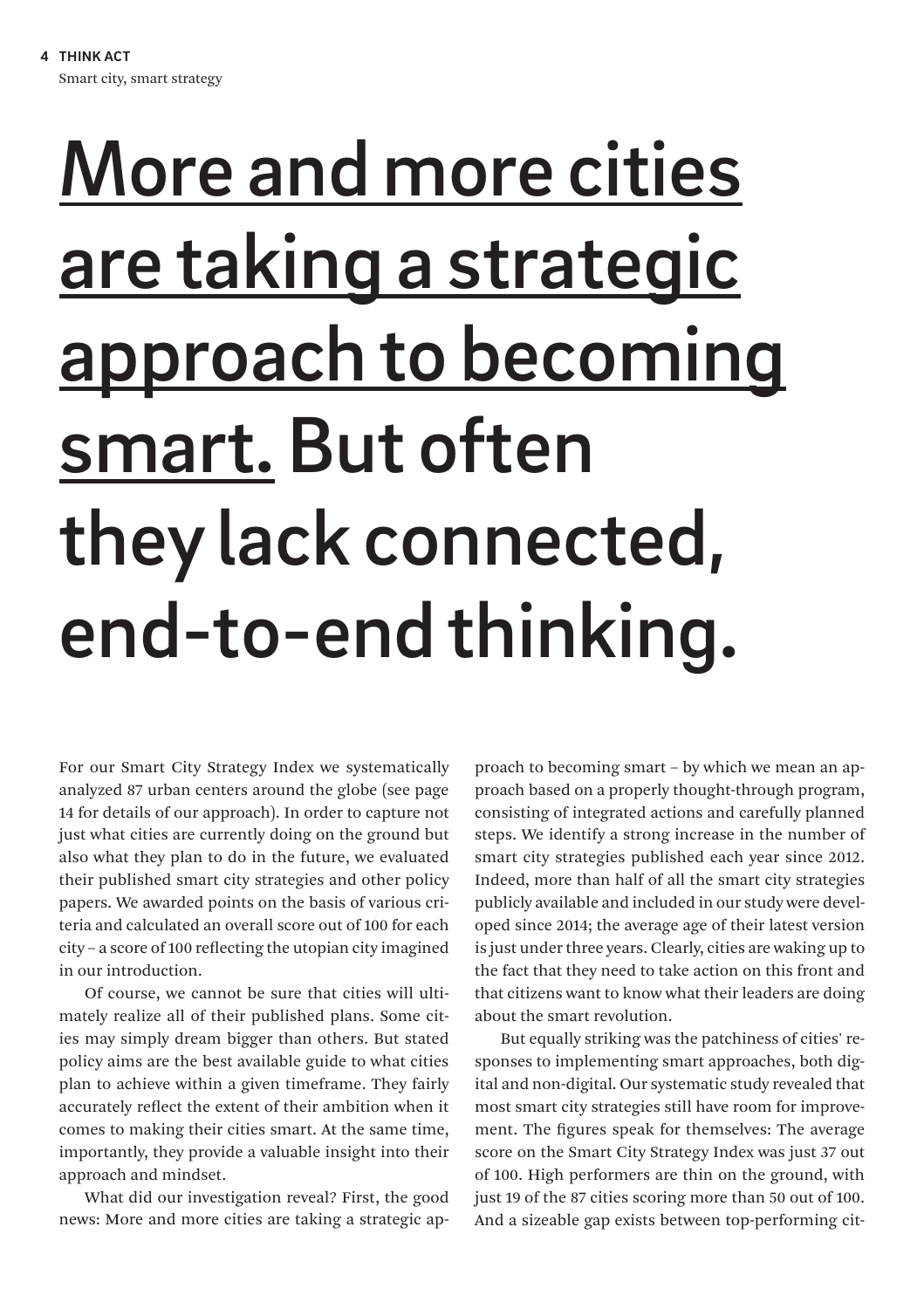# More and more cities are taking a strategic approach to becoming smart. But often they lack connected, end-to-end thinking.

For our Smart City Strategy Index we systematically analyzed 87 urban centers around the globe (see page 14 for details of our approach). In order to capture not just what cities are currently doing on the ground but also what they plan to do in the future, we evaluated their published smart city strategies and other policy papers. We awarded points on the basis of various criteria and calculated an overall score out of 100 for each city – a score of 100 reflecting the utopian city imagined in our introduction.

Of course, we cannot be sure that cities will ultimately realize all of their published plans. Some cities may simply dream bigger than others. But stated policy aims are the best available guide to what cities plan to achieve within a given timeframe. They fairly accurately reflect the extent of their ambition when it comes to making their cities smart. At the same time, importantly, they provide a valuable insight into their approach and mindset.

What did our investigation reveal? First, the good news: More and more cities are taking a strategic approach to becoming smart – by which we mean an approach based on a properly thought-through program, consisting of integrated actions and carefully planned steps. We identify a strong increase in the number of smart city strategies published each year since 2012. Indeed, more than half of all the smart city strategies publicly available and included in our study were developed since 2014; the average age of their latest version is just under three years. Clearly, cities are waking up to the fact that they need to take action on this front and that citizens want to know what their leaders are doing about the smart revolution.

But equally striking was the patchiness of cities' responses to implementing smart approaches, both digital and non-digital. Our systematic study revealed that most smart city strategies still have room for improvement. The figures speak for themselves: The average score on the Smart City Strategy Index was just 37 out of 100. High performers are thin on the ground, with just 19 of the 87 cities scoring more than 50 out of 100. And a sizeable gap exists between top-performing cit-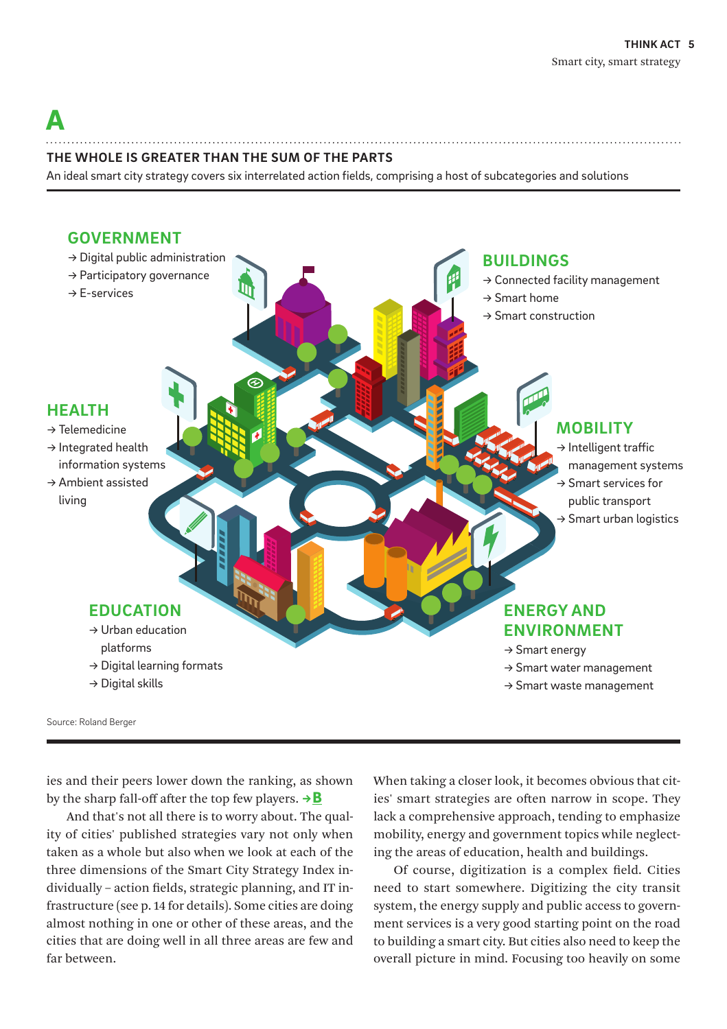# A

## THE WHOLE IS GREATER THAN THE SUM OF THE PARTS

An ideal smart city strategy covers six interrelated action fields, comprising a host of subcategories and solutions

**GOVERNMENT**
- → Digital public administration
- → Participatory governance
- → E-services

**BUILDINGS**
- → Connected facility management
- → Smart home
- → Smart construction

**HEALTH**
- → Telemedicine
- → Integrated health information systems
- → Ambient assisted living

**MOBILITY**
- → Intelligent traffic management systems
- → Smart services for public transport
- → Smart urban logistics

**EDUCATION**
- → Urban education platforms
- → Digital learning formats
- → Digital skills

**ENERGY AND ENVIRONMENT**
- → Smart energy
- → Smart water management
- → Smart waste management

Source: Roland Berger

ies and their peers lower down the ranking, as shown by the sharp fall-off after the top few players. → **B**

And that's not all there is to worry about. The quality of cities' published strategies vary not only when taken as a whole but also when we look at each of the three dimensions of the Smart City Strategy Index individually – action fields, strategic planning, and IT infrastructure (see p. 14 for details). Some cities are doing almost nothing in one or other of these areas, and the cities that are doing well in all three areas are few and far between.

When taking a closer look, it becomes obvious that cities' smart strategies are often narrow in scope. They lack a comprehensive approach, tending to emphasize mobility, energy and government topics while neglecting the areas of education, health and buildings.

Of course, digitization is a complex field. Cities need to start somewhere. Digitizing the city transit system, the energy supply and public access to government services is a very good starting point on the road to building a smart city. But cities also need to keep the overall picture in mind. Focusing too heavily on some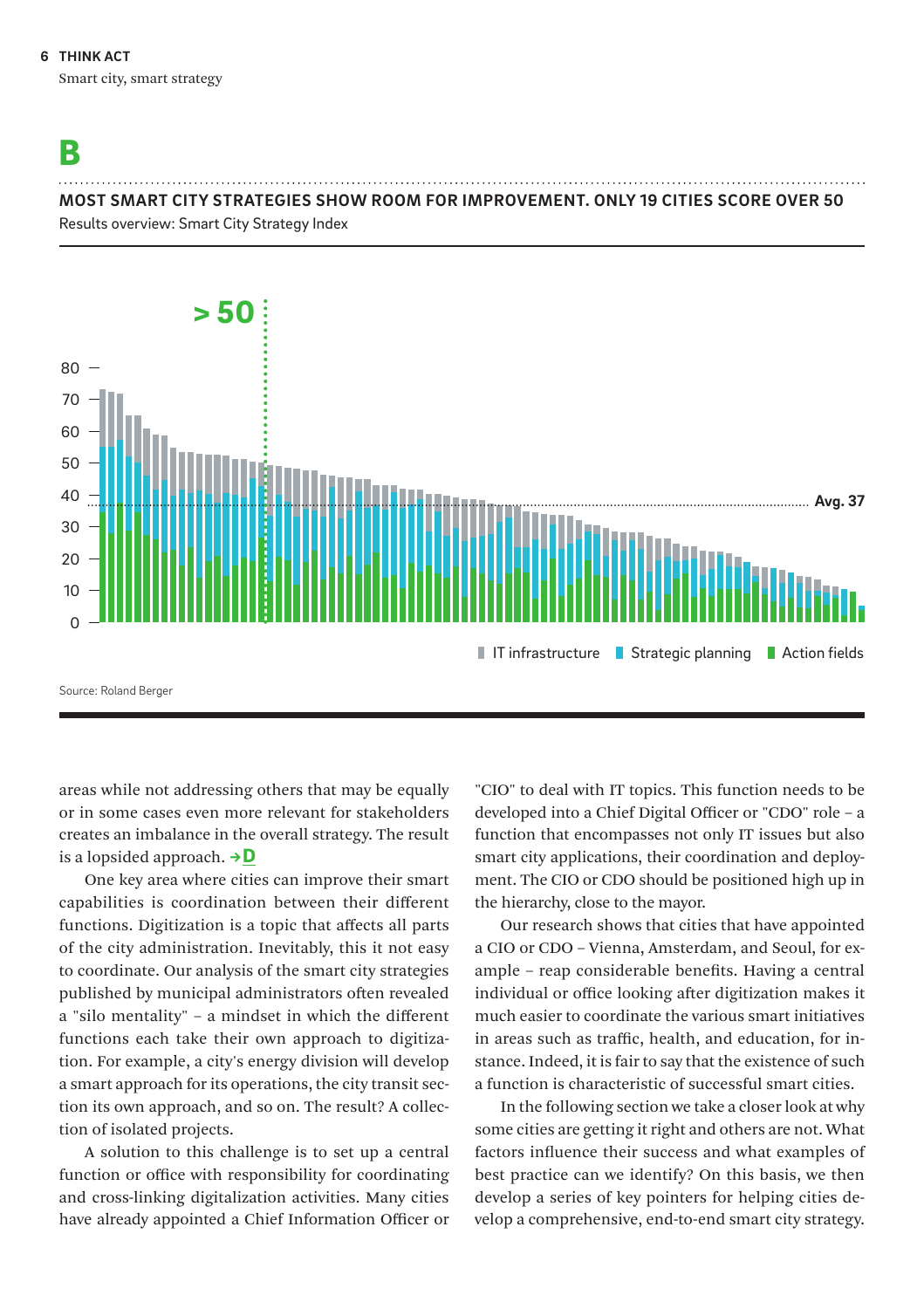## B

**MOST SMART CITY STRATEGIES SHOW ROOM FOR IMPROVEMENT. ONLY 19 CITIES SCORE OVER 50**

Results overview: Smart City Strategy Index

> 50

Avg. 37

IT infrastructure · Strategic planning · Action fields

Source: Roland Berger

areas while not addressing others that may be equally or in some cases even more relevant for stakeholders creates an imbalance in the overall strategy. The result is a lopsided approach. →D

One key area where cities can improve their smart capabilities is coordination between their different functions. Digitization is a topic that affects all parts of the city administration. Inevitably, this it not easy to coordinate. Our analysis of the smart city strategies published by municipal administrators often revealed a "silo mentality" – a mindset in which the different functions each take their own approach to digitization. For example, a city's energy division will develop a smart approach for its operations, the city transit section its own approach, and so on. The result? A collection of isolated projects.

A solution to this challenge is to set up a central function or office with responsibility for coordinating and cross-linking digitalization activities. Many cities have already appointed a Chief Information Officer or "CIO" to deal with IT topics. This function needs to be developed into a Chief Digital Officer or "CDO" role – a function that encompasses not only IT issues but also smart city applications, their coordination and deployment. The CIO or CDO should be positioned high up in the hierarchy, close to the mayor.

Our research shows that cities that have appointed a CIO or CDO – Vienna, Amsterdam, and Seoul, for example – reap considerable benefits. Having a central individual or office looking after digitization makes it much easier to coordinate the various smart initiatives in areas such as traffic, health, and education, for instance. Indeed, it is fair to say that the existence of such a function is characteristic of successful smart cities.

In the following section we take a closer look at why some cities are getting it right and others are not. What factors influence their success and what examples of best practice can we identify? On this basis, we then develop a series of key pointers for helping cities develop a comprehensive, end-to-end smart city strategy.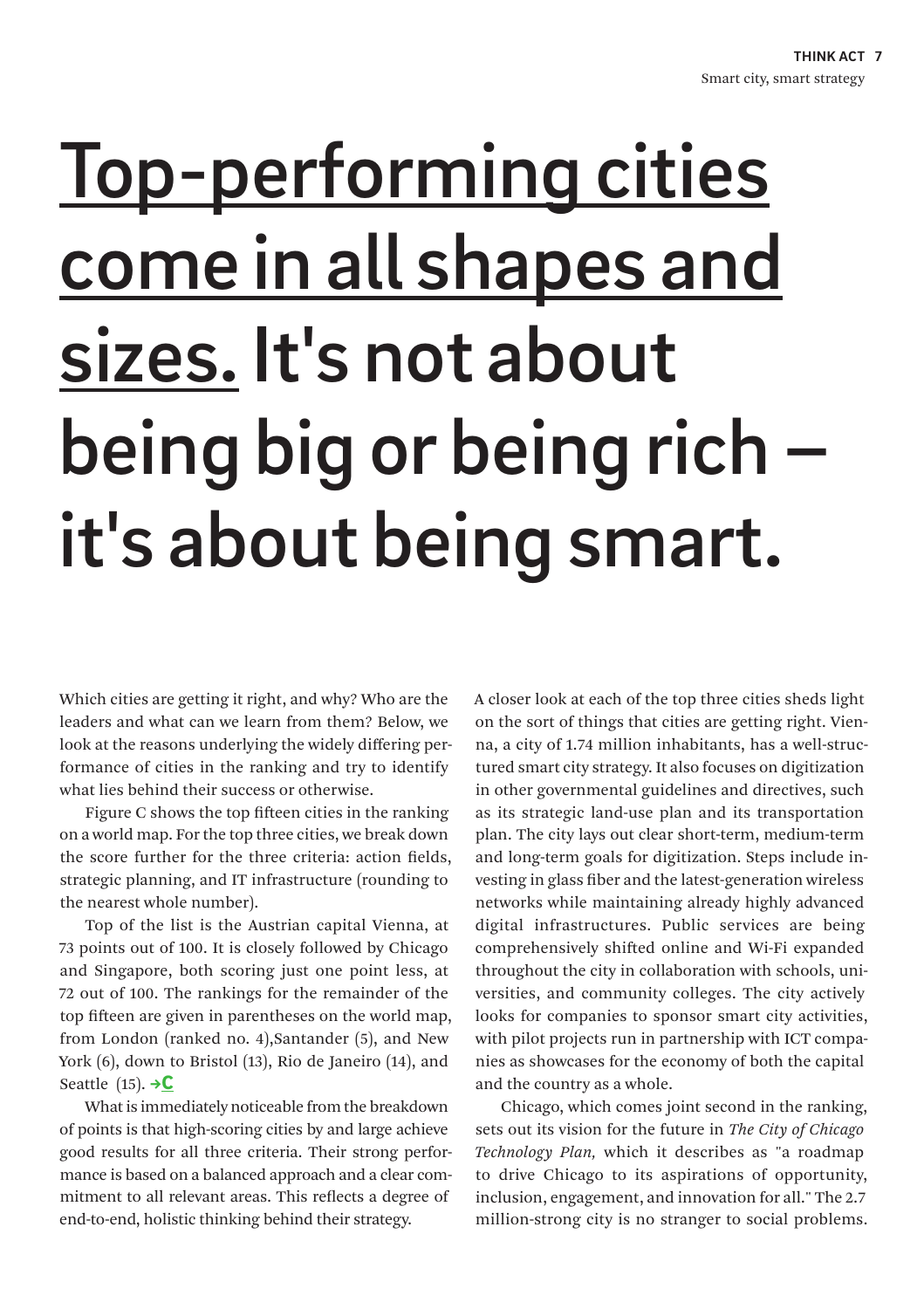# Top-performing cities come in all shapes and sizes. It's not about being big or being rich – it's about being smart.

Which cities are getting it right, and why? Who are the leaders and what can we learn from them? Below, we look at the reasons underlying the widely differing performance of cities in the ranking and try to identify what lies behind their success or otherwise.

Figure C shows the top fifteen cities in the ranking on a world map. For the top three cities, we break down the score further for the three criteria: action fields, strategic planning, and IT infrastructure (rounding to the nearest whole number).

Top of the list is the Austrian capital Vienna, at 73 points out of 100. It is closely followed by Chicago and Singapore, both scoring just one point less, at 72 out of 100. The rankings for the remainder of the top fifteen are given in parentheses on the world map, from London (ranked no. 4),Santander (5), and New York (6), down to Bristol (13), Rio de Janeiro (14), and Seattle (15). →C

What is immediately noticeable from the breakdown of points is that high-scoring cities by and large achieve good results for all three criteria. Their strong performance is based on a balanced approach and a clear commitment to all relevant areas. This reflects a degree of end-to-end, holistic thinking behind their strategy.

A closer look at each of the top three cities sheds light on the sort of things that cities are getting right. Vienna, a city of 1.74 million inhabitants, has a well-structured smart city strategy. It also focuses on digitization in other governmental guidelines and directives, such as its strategic land-use plan and its transportation plan. The city lays out clear short-term, medium-term and long-term goals for digitization. Steps include investing in glass fiber and the latest-generation wireless networks while maintaining already highly advanced digital infrastructures. Public services are being comprehensively shifted online and Wi-Fi expanded throughout the city in collaboration with schools, universities, and community colleges. The city actively looks for companies to sponsor smart city activities, with pilot projects run in partnership with ICT companies as showcases for the economy of both the capital and the country as a whole.

Chicago, which comes joint second in the ranking, sets out its vision for the future in *The City of Chicago Technology Plan,* which it describes as "a roadmap to drive Chicago to its aspirations of opportunity, inclusion, engagement, and innovation for all." The 2.7 million-strong city is no stranger to social problems.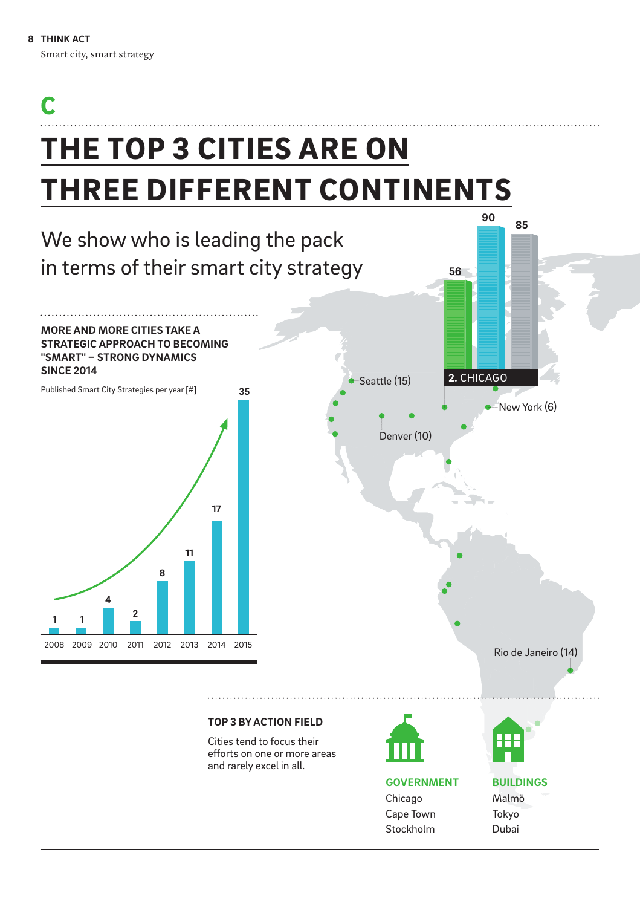C

# THE TOP 3 CITIES ARE ON THREE DIFFERENT CONTINENTS

We show who is leading the pack in terms of their smart city strategy

**MORE AND MORE CITIES TAKE A STRATEGIC APPROACH TO BECOMING "SMART" – STRONG DYNAMICS SINCE 2014**

Published Smart City Strategies per year [#]

| Year | Strategies |
|---|---|
| 2008 | 1 |
| 2009 | 1 |
| 2010 | 4 |
| 2011 | 2 |
| 2012 | 8 |
| 2013 | 11 |
| 2014 | 17 |
| 2015 | 35 |

**2.** CHICAGO: 56, 90, 85

Seattle (15)

Denver (10)

New York (6)

Rio de Janeiro (14)

**TOP 3 BY ACTION FIELD**

Cities tend to focus their efforts on one or more areas and rarely excel in all.

**GOVERNMENT**
- Chicago
- Cape Town
- Stockholm

**BUILDINGS**
- Malmö
- Tokyo
- Dubai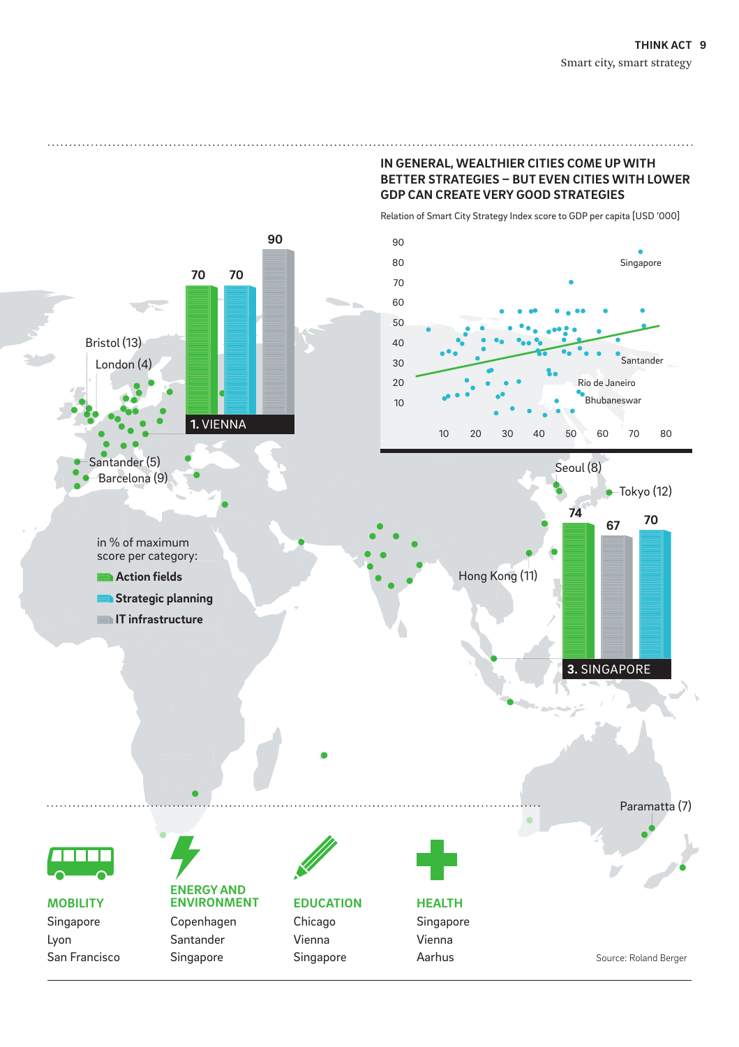## IN GENERAL, WEALTHIER CITIES COME UP WITH BETTER STRATEGIES – BUT EVEN CITIES WITH LOWER GDP CAN CREATE VERY GOOD STRATEGIES

Relation of Smart City Strategy Index score to GDP per capita [USD '000]

Singapore, Santander, Rio de Janeiro, Bhubaneswar

Bristol (13)
London (4)
Santander (5)
Barcelona (9)
Seoul (8)
Tokyo (12)
Hong Kong (11)
Paramatta (7)

in % of maximum score per category:

- **Action fields**
- **Strategic planning**
- **IT infrastructure**

| | Action fields | Strategic planning | IT infrastructure |
|---|---|---|---|
| 1. VIENNA | 70 | 70 | 90 |
| 3. SINGAPORE | 74 | 70 | 67 |

| MOBILITY | ENERGY AND ENVIRONMENT | EDUCATION | HEALTH |
|---|---|---|---|
| Singapore | Copenhagen | Chicago | Singapore |
| Lyon | Santander | Vienna | Vienna |
| San Francisco | Singapore | Singapore | Aarhus |

Source: Roland Berger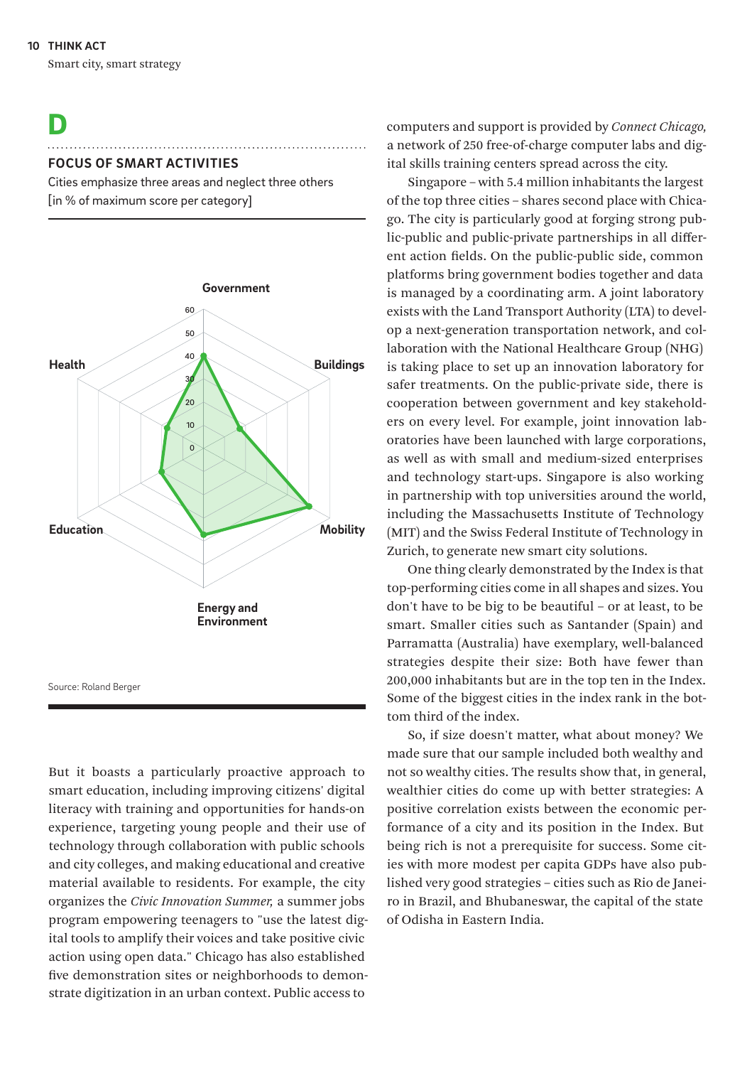**D**

**FOCUS OF SMART ACTIVITIES**

Cities emphasize three areas and neglect three others
[in % of maximum score per category]

Government

Health

Buildings

Education

Mobility

Energy and Environment

Source: Roland Berger

But it boasts a particularly proactive approach to smart education, including improving citizens' digital literacy with training and opportunities for hands-on experience, targeting young people and their use of technology through collaboration with public schools and city colleges, and making educational and creative material available to residents. For example, the city organizes the *Civic Innovation Summer,* a summer jobs program empowering teenagers to "use the latest digital tools to amplify their voices and take positive civic action using open data." Chicago has also established five demonstration sites or neighborhoods to demonstrate digitization in an urban context. Public access to computers and support is provided by *Connect Chicago,* a network of 250 free-of-charge computer labs and digital skills training centers spread across the city.

Singapore – with 5.4 million inhabitants the largest of the top three cities – shares second place with Chicago. The city is particularly good at forging strong public-public and public-private partnerships in all different action fields. On the public-public side, common platforms bring government bodies together and data is managed by a coordinating arm. A joint laboratory exists with the Land Transport Authority (LTA) to develop a next-generation transportation network, and collaboration with the National Healthcare Group (NHG) is taking place to set up an innovation laboratory for safer treatments. On the public-private side, there is cooperation between government and key stakeholders on every level. For example, joint innovation laboratories have been launched with large corporations, as well as with small and medium-sized enterprises and technology start-ups. Singapore is also working in partnership with top universities around the world, including the Massachusetts Institute of Technology (MIT) and the Swiss Federal Institute of Technology in Zurich, to generate new smart city solutions.

One thing clearly demonstrated by the Index is that top-performing cities come in all shapes and sizes. You don't have to be big to be beautiful – or at least, to be smart. Smaller cities such as Santander (Spain) and Parramatta (Australia) have exemplary, well-balanced strategies despite their size: Both have fewer than 200,000 inhabitants but are in the top ten in the Index. Some of the biggest cities in the index rank in the bottom third of the index.

So, if size doesn't matter, what about money? We made sure that our sample included both wealthy and not so wealthy cities. The results show that, in general, wealthier cities do come up with better strategies: A positive correlation exists between the economic performance of a city and its position in the Index. But being rich is not a prerequisite for success. Some cities with more modest per capita GDPs have also published very good strategies – cities such as Rio de Janeiro in Brazil, and Bhubaneswar, the capital of the state of Odisha in Eastern India.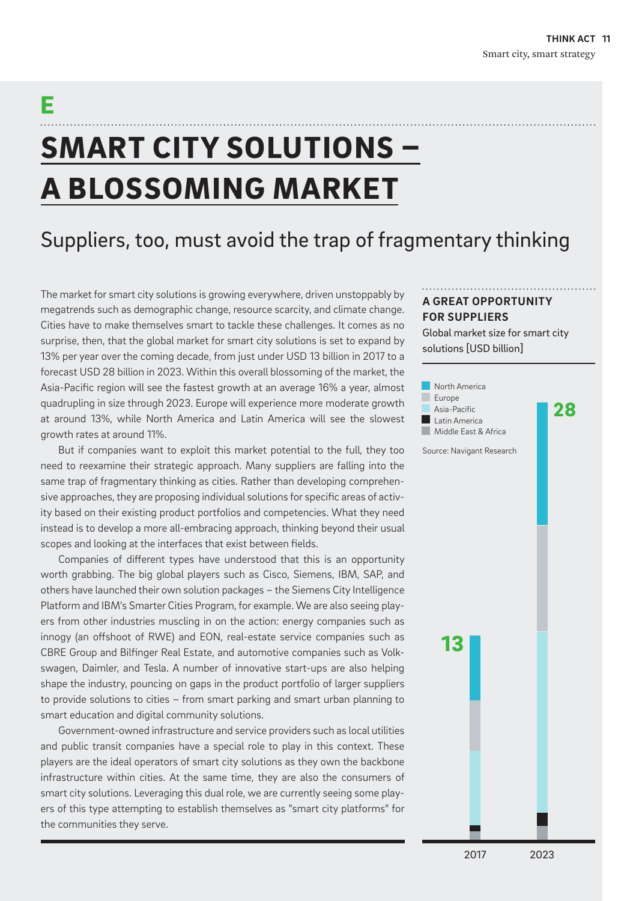E

# SMART CITY SOLUTIONS – A BLOSSOMING MARKET

## Suppliers, too, must avoid the trap of fragmentary thinking

The market for smart city solutions is growing everywhere, driven unstoppably by megatrends such as demographic change, resource scarcity, and climate change. Cities have to make themselves smart to tackle these challenges. It comes as no surprise, then, that the global market for smart city solutions is set to expand by 13% per year over the coming decade, from just under USD 13 billion in 2017 to a forecast USD 28 billion in 2023. Within this overall blossoming of the market, the Asia-Pacific region will see the fastest growth at an average 16% a year, almost quadrupling in size through 2023. Europe will experience more moderate growth at around 13%, while North America and Latin America will see the slowest growth rates at around 11%.

But if companies want to exploit this market potential to the full, they too need to reexamine their strategic approach. Many suppliers are falling into the same trap of fragmentary thinking as cities. Rather than developing comprehensive approaches, they are proposing individual solutions for specific areas of activity based on their existing product portfolios and competencies. What they need instead is to develop a more all-embracing approach, thinking beyond their usual scopes and looking at the interfaces that exist between fields.

Companies of different types have understood that this is an opportunity worth grabbing. The big global players such as Cisco, Siemens, IBM, SAP, and others have launched their own solution packages – the Siemens City Intelligence Platform and IBM's Smarter Cities Program, for example. We are also seeing players from other industries muscling in on the action: energy companies such as innogy (an offshoot of RWE) and EON, real-estate service companies such as CBRE Group and Bilfinger Real Estate, and automotive companies such as Volkswagen, Daimler, and Tesla. A number of innovative start-ups are also helping shape the industry, pouncing on gaps in the product portfolio of larger suppliers to provide solutions to cities – from smart parking and smart urban planning to smart education and digital community solutions.

Government-owned infrastructure and service providers such as local utilities and public transit companies have a special role to play in this context. These players are the ideal operators of smart city solutions as they own the backbone infrastructure within cities. At the same time, they are also the consumers of smart city solutions. Leveraging this dual role, we are currently seeing some players of this type attempting to establish themselves as "smart city platforms" for the communities they serve.

**A GREAT OPPORTUNITY FOR SUPPLIERS**

Global market size for smart city solutions [USD billion]

Legend: North America, Europe, Asia-Pacific, Latin America, Middle East & Africa

| Year | Total |
|---|---|
| 2017 | 13 |
| 2023 | 28 |

Source: Navigant Research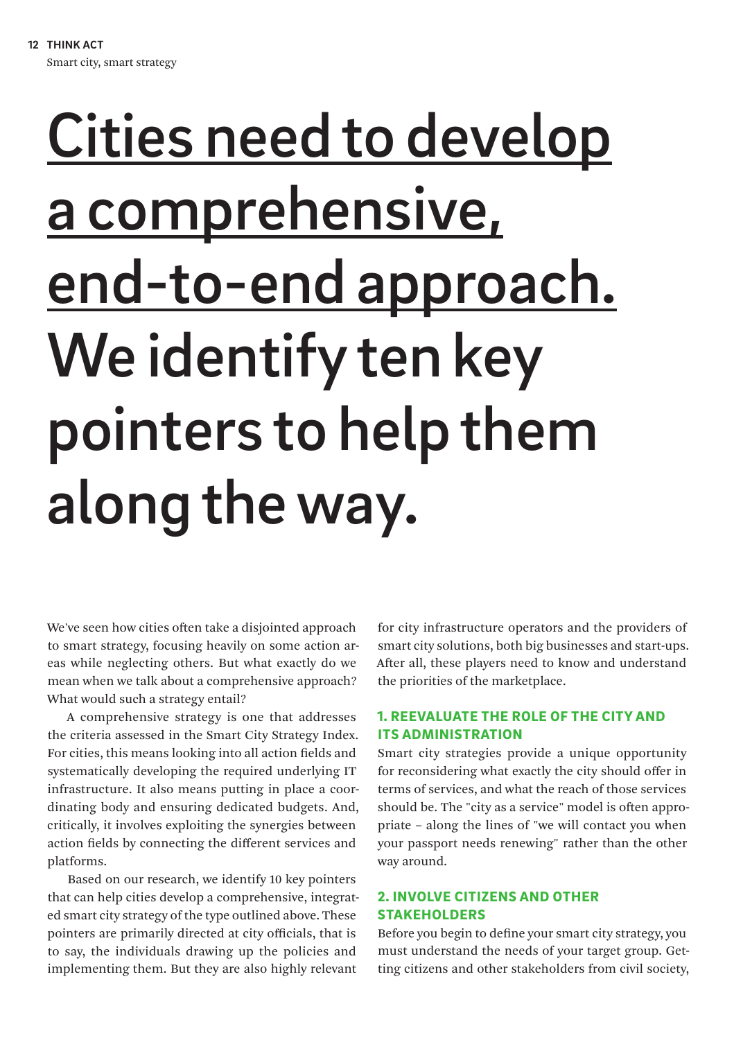# Cities need to develop a comprehensive, end-to-end approach. We identify ten key pointers to help them along the way.

We've seen how cities often take a disjointed approach to smart strategy, focusing heavily on some action areas while neglecting others. But what exactly do we mean when we talk about a comprehensive approach? What would such a strategy entail?

A comprehensive strategy is one that addresses the criteria assessed in the Smart City Strategy Index. For cities, this means looking into all action fields and systematically developing the required underlying IT infrastructure. It also means putting in place a coordinating body and ensuring dedicated budgets. And, critically, it involves exploiting the synergies between action fields by connecting the different services and platforms.

Based on our research, we identify 10 key pointers that can help cities develop a comprehensive, integrated smart city strategy of the type outlined above. These pointers are primarily directed at city officials, that is to say, the individuals drawing up the policies and implementing them. But they are also highly relevant for city infrastructure operators and the providers of smart city solutions, both big businesses and start-ups. After all, these players need to know and understand the priorities of the marketplace.

### 1. REEVALUATE THE ROLE OF THE CITY AND ITS ADMINISTRATION

Smart city strategies provide a unique opportunity for reconsidering what exactly the city should offer in terms of services, and what the reach of those services should be. The "city as a service" model is often appropriate – along the lines of "we will contact you when your passport needs renewing" rather than the other way around.

### 2. INVOLVE CITIZENS AND OTHER STAKEHOLDERS

Before you begin to define your smart city strategy, you must understand the needs of your target group. Getting citizens and other stakeholders from civil society,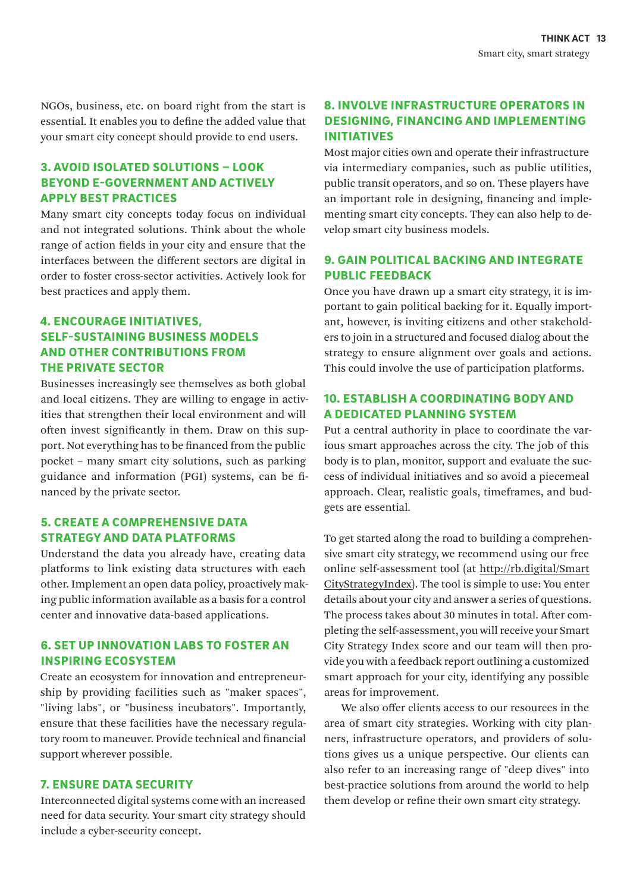NGOs, business, etc. on board right from the start is essential. It enables you to define the added value that your smart city concept should provide to end users.

### 3. AVOID ISOLATED SOLUTIONS – LOOK BEYOND E-GOVERNMENT AND ACTIVELY APPLY BEST PRACTICES

Many smart city concepts today focus on individual and not integrated solutions. Think about the whole range of action fields in your city and ensure that the interfaces between the different sectors are digital in order to foster cross-sector activities. Actively look for best practices and apply them.

### 4. ENCOURAGE INITIATIVES, SELF-SUSTAINING BUSINESS MODELS AND OTHER CONTRIBUTIONS FROM THE PRIVATE SECTOR

Businesses increasingly see themselves as both global and local citizens. They are willing to engage in activities that strengthen their local environment and will often invest significantly in them. Draw on this support. Not everything has to be financed from the public pocket – many smart city solutions, such as parking guidance and information (PGI) systems, can be financed by the private sector.

### 5. CREATE A COMPREHENSIVE DATA STRATEGY AND DATA PLATFORMS

Understand the data you already have, creating data platforms to link existing data structures with each other. Implement an open data policy, proactively making public information available as a basis for a control center and innovative data-based applications.

### 6. SET UP INNOVATION LABS TO FOSTER AN INSPIRING ECOSYSTEM

Create an ecosystem for innovation and entrepreneurship by providing facilities such as "maker spaces", "living labs", or "business incubators". Importantly, ensure that these facilities have the necessary regulatory room to maneuver. Provide technical and financial support wherever possible.

### 7. ENSURE DATA SECURITY

Interconnected digital systems come with an increased need for data security. Your smart city strategy should include a cyber-security concept.

### 8. INVOLVE INFRASTRUCTURE OPERATORS IN DESIGNING, FINANCING AND IMPLEMENTING INITIATIVES

Most major cities own and operate their infrastructure via intermediary companies, such as public utilities, public transit operators, and so on. These players have an important role in designing, financing and implementing smart city concepts. They can also help to develop smart city business models.

### 9. GAIN POLITICAL BACKING AND INTEGRATE PUBLIC FEEDBACK

Once you have drawn up a smart city strategy, it is important to gain political backing for it. Equally important, however, is inviting citizens and other stakeholders to join in a structured and focused dialog about the strategy to ensure alignment over goals and actions. This could involve the use of participation platforms.

### 10. ESTABLISH A COORDINATING BODY AND A DEDICATED PLANNING SYSTEM

Put a central authority in place to coordinate the various smart approaches across the city. The job of this body is to plan, monitor, support and evaluate the success of individual initiatives and so avoid a piecemeal approach. Clear, realistic goals, timeframes, and budgets are essential.

To get started along the road to building a comprehensive smart city strategy, we recommend using our free online self-assessment tool (at http://rb.digital/SmartCityStrategyIndex). The tool is simple to use: You enter details about your city and answer a series of questions. The process takes about 30 minutes in total. After completing the self-assessment, you will receive your Smart City Strategy Index score and our team will then provide you with a feedback report outlining a customized smart approach for your city, identifying any possible areas for improvement.

We also offer clients access to our resources in the area of smart city strategies. Working with city planners, infrastructure operators, and providers of solutions gives us a unique perspective. Our clients can also refer to an increasing range of "deep dives" into best-practice solutions from around the world to help them develop or refine their own smart city strategy.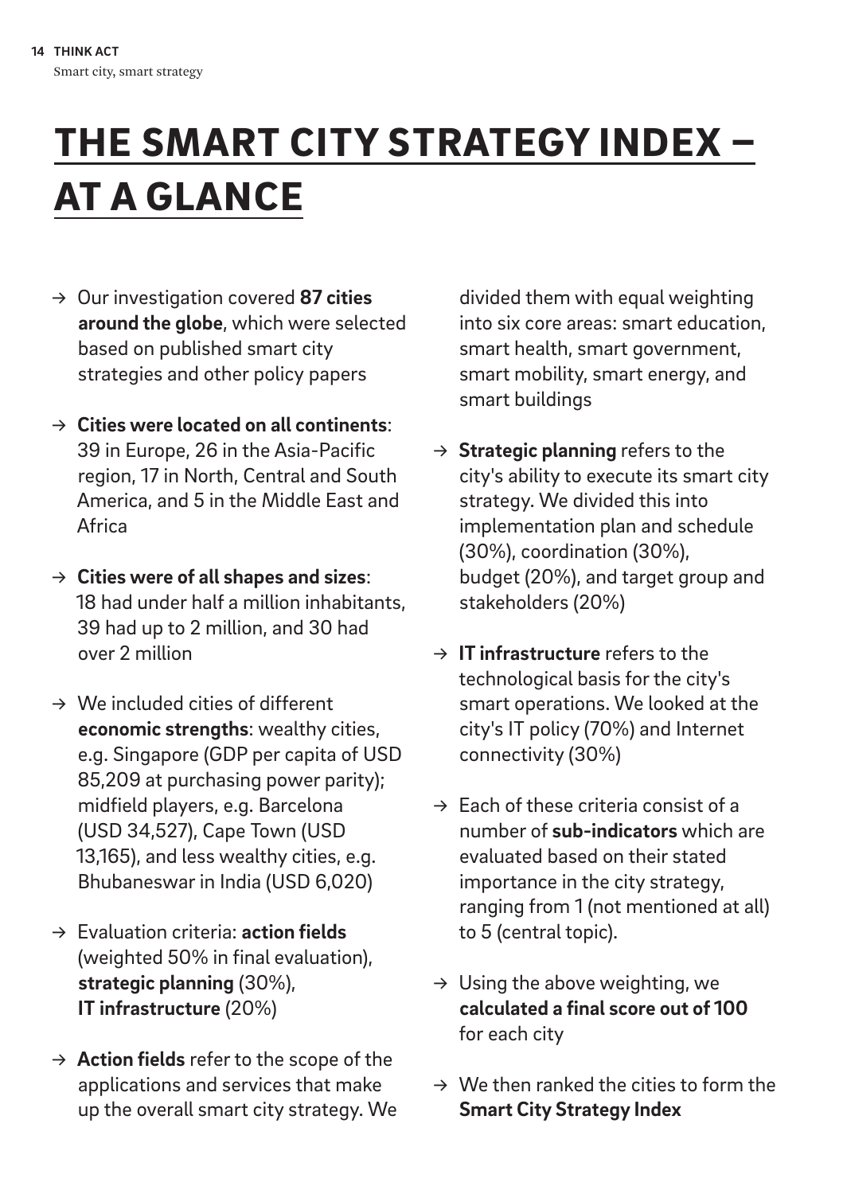# THE SMART CITY STRATEGY INDEX – AT A GLANCE

- → Our investigation covered **87 cities around the globe**, which were selected based on published smart city strategies and other policy papers
- → **Cities were located on all continents**: 39 in Europe, 26 in the Asia-Pacific region, 17 in North, Central and South America, and 5 in the Middle East and Africa
- → **Cities were of all shapes and sizes**: 18 had under half a million inhabitants, 39 had up to 2 million, and 30 had over 2 million
- → We included cities of different **economic strengths**: wealthy cities, e.g. Singapore (GDP per capita of USD 85,209 at purchasing power parity); midfield players, e.g. Barcelona (USD 34,527), Cape Town (USD 13,165), and less wealthy cities, e.g. Bhubaneswar in India (USD 6,020)
- → Evaluation criteria: **action fields** (weighted 50% in final evaluation), **strategic planning** (30%), **IT infrastructure** (20%)
- → **Action fields** refer to the scope of the applications and services that make up the overall smart city strategy. We divided them with equal weighting into six core areas: smart education, smart health, smart government, smart mobility, smart energy, and smart buildings
- → **Strategic planning** refers to the city's ability to execute its smart city strategy. We divided this into implementation plan and schedule (30%), coordination (30%), budget (20%), and target group and stakeholders (20%)
- → **IT infrastructure** refers to the technological basis for the city's smart operations. We looked at the city's IT policy (70%) and Internet connectivity (30%)
- → Each of these criteria consist of a number of **sub-indicators** which are evaluated based on their stated importance in the city strategy, ranging from 1 (not mentioned at all) to 5 (central topic).
- → Using the above weighting, we **calculated a final score out of 100** for each city
- → We then ranked the cities to form the **Smart City Strategy Index**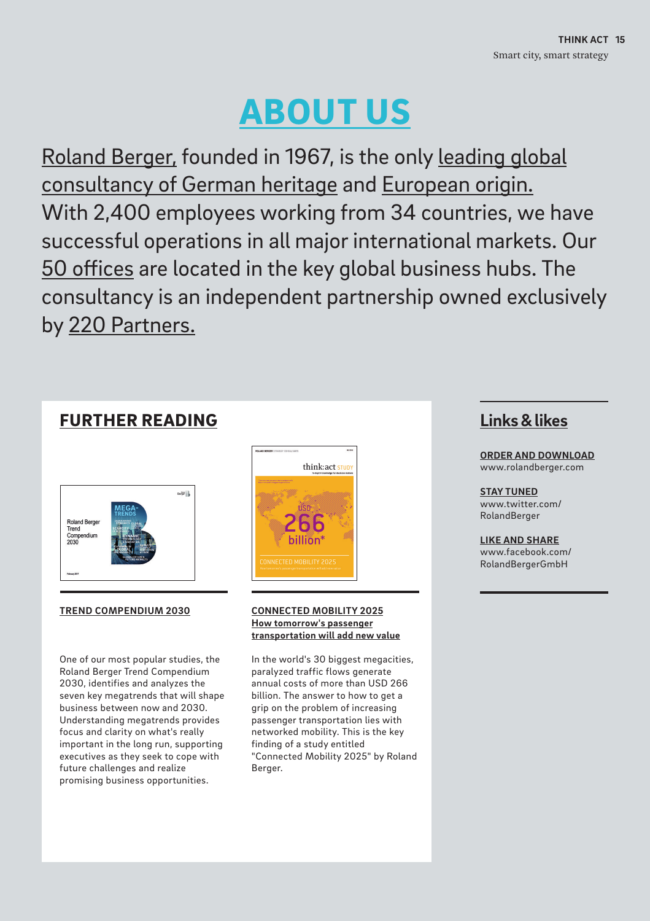# ABOUT US

Roland Berger, founded in 1967, is the only leading global consultancy of German heritage and European origin. With 2,400 employees working from 34 countries, we have successful operations in all major international markets. Our 50 offices are located in the key global business hubs. The consultancy is an independent partnership owned exclusively by 220 Partners.

## FURTHER READING

### TREND COMPENDIUM 2030

One of our most popular studies, the Roland Berger Trend Compendium 2030, identifies and analyzes the seven key megatrends that will shape business between now and 2030. Understanding megatrends provides focus and clarity on what's really important in the long run, supporting executives as they seek to cope with future challenges and realize promising business opportunities.

### CONNECTED MOBILITY 2025
**How tomorrow's passenger transportation will add new value**

In the world's 30 biggest megacities, paralyzed traffic flows generate annual costs of more than USD 266 billion. The answer to how to get a grip on the problem of increasing passenger transportation lies with networked mobility. This is the key finding of a study entitled "Connected Mobility 2025" by Roland Berger.

## Links & likes

**ORDER AND DOWNLOAD**
www.rolandberger.com

**STAY TUNED**
www.twitter.com/RolandBerger

**LIKE AND SHARE**
www.facebook.com/RolandBergerGmbH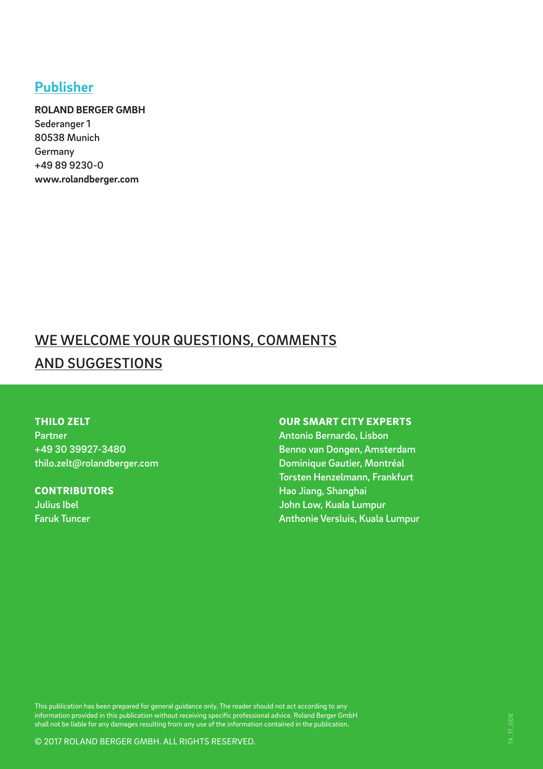## Publisher

**ROLAND BERGER GMBH**
Sederanger 1
80538 Munich
Germany
+49 89 9230-0
**www.rolandberger.com**

## WE WELCOME YOUR QUESTIONS, COMMENTS AND SUGGESTIONS

**THILO ZELT**
Partner
+49 30 39927-3480
thilo.zelt@rolandberger.com

**CONTRIBUTORS**
Julius Ibel
Faruk Tuncer

**OUR SMART CITY EXPERTS**
Antonio Bernardo, Lisbon
Benno van Dongen, Amsterdam
Dominique Gautier, Montréal
Torsten Henzelmann, Frankfurt
Hao Jiang, Shanghai
John Low, Kuala Lumpur
Anthonie Versluis, Kuala Lumpur

This publication has been prepared for general guidance only. The reader should not act according to any information provided in this publication without receiving specific professional advice. Roland Berger GmbH shall not be liable for any damages resulting from any use of the information contained in the publication.

© 2017 ROLAND BERGER GMBH. ALL RIGHTS RESERVED.

TA_17_008